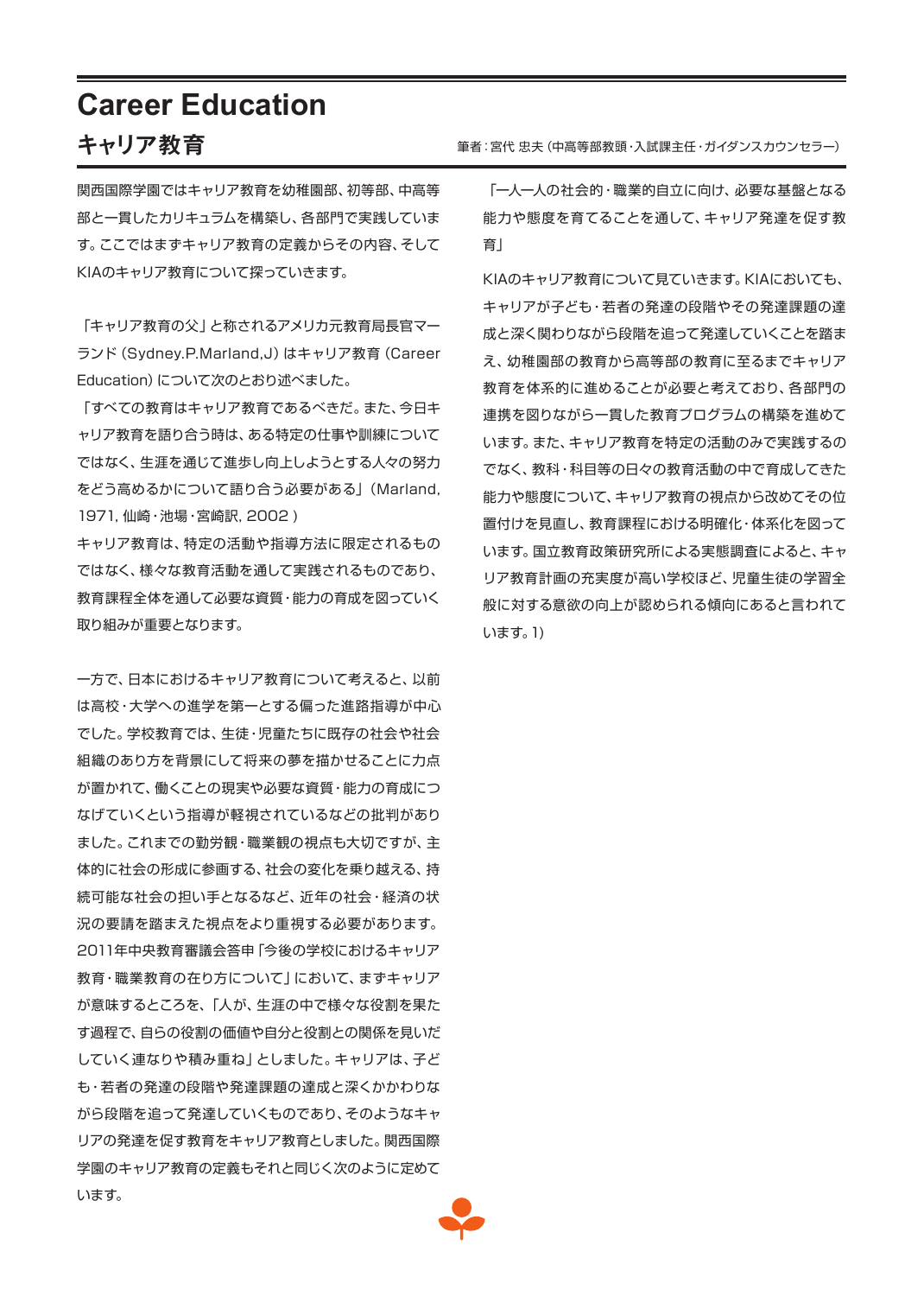# Career Education

## キャリア教育

筆者：宮代 忠夫（中高等部教頭・入試課主任・ガイダンスカウンセラー）

関西国際学園ではキャリア教育を幼稚園部、初等部、中高等部と一貫したカリキュラムを構築し、各部門で実践しています。ここではまずキャリア教育の定義からその内容、そしてKIAのキャリア教育について探っていきます。

「キャリア教育の父」と称されるアメリカ元教育局長官マーランド（Sydney.P.Marland,J）はキャリア教育（Career Education）について次のとおり述べました。

「すべての教育はキャリア教育であるべきだ。また、今日キャリア教育を語り合う時は、ある特定の仕事や訓練についてではなく、生涯を通じて進歩し向上しようとする人々の努力をどう高めるかについて語り合う必要がある」（Marland, 1971, 仙崎・池場・宮崎訳, 2002 ）

キャリア教育は、特定の活動や指導方法に限定されるものではなく、様々な教育活動を通して実践されるものであり、教育課程全体を通して必要な資質・能力の育成を図っていく取り組みが重要となります。

一方で、日本におけるキャリア教育について考えると、以前は高校・大学への進学を第一とする偏った進路指導が中心でした。学校教育では、生徒・児童たちに既存の社会や社会組織のあり方を背景にして将来の夢を描かせることに力点が置かれて、働くことの現実や必要な資質・能力の育成につなげていくという指導が軽視されているなどの批判がありました。これまでの勤労観・職業観の視点も大切ですが、主体的に社会の形成に参画する、社会の変化を乗り越える、持続可能な社会の担い手となるなど、近年の社会・経済の状況の要請を踏まえた視点をより重視する必要があります。2011年中央教育審議会答申「今後の学校におけるキャリア教育・職業教育の在り方について」において、まずキャリアが意味するところを、「人が、生涯の中で様々な役割を果たす過程で、自らの役割の価値や自分と役割との関係を見いだしていく連なりや積み重ね」としました。キャリアは、子ども・若者の発達の段階や発達課題の達成と深くかかわりながら段階を追って発達していくものであり、そのようなキャリアの発達を促す教育をキャリア教育としました。関西国際学園のキャリア教育の定義もそれと同じく次のように定めています。

「一人一人の社会的・職業的自立に向け、必要な基盤となる能力や態度を育てることを通して、キャリア発達を促す教育」

KIAのキャリア教育について見ていきます。KIAにおいても、キャリアが子ども・若者の発達の段階やその発達課題の達成と深く関わりながら段階を追って発達していくことを踏まえ、幼稚園部の教育から高等部の教育に至るまでキャリア教育を体系的に進めることが必要と考えており、各部門の連携を図りながら一貫した教育プログラムの構築を進めています。また、キャリア教育を特定の活動のみで実践するのでなく、教科・科目等の日々の教育活動の中で育成してきた能力や態度について、キャリア教育の視点から改めてその位置付けを見直し、教育課程における明確化・体系化を図っています。国立教育政策研究所による実態調査によると、キャリア教育計画の充実度が高い学校ほど、児童生徒の学習全般に対する意欲の向上が認められる傾向にあると言われています。1）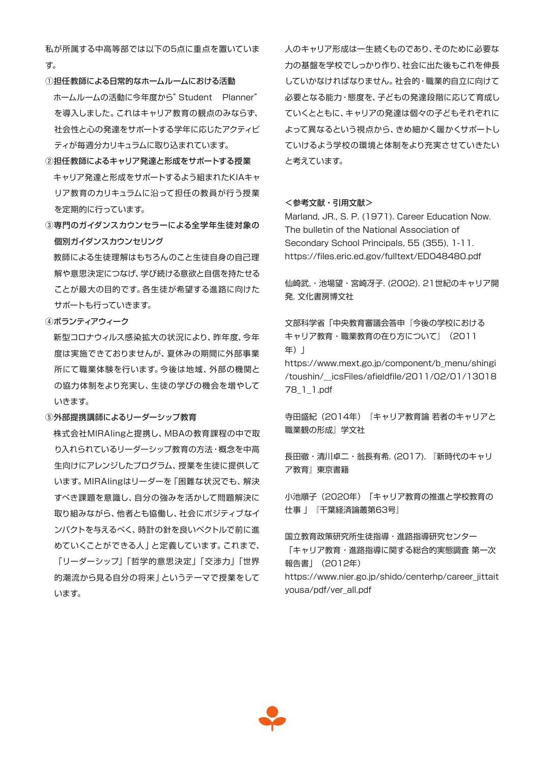私が所属する中高等部では以下の5点に重点を置いています。

**①担任教師による日常的なホームルームにおける活動**

ホームルームの活動に今年度から"Student　Planner"を導入しました。これはキャリア教育の観点のみならず、社会性と心の発達をサポートする学年に応じたアクティビティが毎週分カリキュラムに取り込まれています。

**②担任教師によるキャリア発達と形成をサポートする授業**

キャリア発達と形成をサポートするよう組まれたKIAキャリア教育のカリキュラムに沿って担任の教員が行う授業を定期的に行っています。

**③専門のガイダンスカウンセラーによる全学年生徒対象の個別ガイダンスカウンセリング**

教師による生徒理解はもちろんのこと生徒自身の自己理解や意思決定につなげ、学び続ける意欲と自信を持たせることが最大の目的です。各生徒が希望する進路に向けたサポートも行っていきます。

**④ボランティアウィーク**

新型コロナウィルス感染拡大の状況により、昨年度、今年度は実施できておりませんが、夏休みの期間に外部事業所にて職業体験を行います。今後は地域、外部の機関との協力体制をより充実し、生徒の学びの機会を増やしていきます。

**⑤外部提携講師によるリーダーシップ教育**

株式会社MIRAlingと提携し、MBAの教育課程の中で取り入れられているリーダーシップ教育の方法・概念を中高生向けにアレンジしたプログラム、授業を生徒に提供しています。MIRAlingはリーダーを「困難な状況でも、解決すべき課題を意識し、自分の強みを活かして問題解決に取り組みながら、他者とも協働し、社会にポジティブなインパクトを与えるべく、時計の針を良いベクトルで前に進めていくことができる人」と定義しています。これまで、「リーダーシップ」「哲学的意思決定」「交渉力」「世界的潮流から見る自分の将来」というテーマで授業をしています。

人のキャリア形成は一生続くものであり、そのために必要な力の基盤を学校でしっかり作り、社会に出た後もこれを伸長していかなければなりません。社会的・職業的自立に向けて必要となる能力・態度を、子どもの発達段階に応じて育成していくとともに、キャリアの発達は個々の子どもそれぞれによって異なるという視点から、きめ細かく暖かくサポートしていけるよう学校の環境と体制をより充実させていきたいと考えています。

**＜参考文献・引用文献＞**

Marland, JR., S. P. (1971). Career Education Now. The bulletin of the National Association of Secondary School Principals, 55 (355), 1-11. https://files.eric.ed.gov/fulltext/ED048480.pdf

仙崎武,・池場望・宮崎冴子. (2002). 21世紀のキャリア開発. 文化書房博文社

文部科学省「中央教育審議会答申『今後の学校におけるキャリア教育・職業教育の在り方について』（2011年）」
https://www.mext.go.jp/component/b_menu/shingi/toushin/__icsFiles/afieldfile/2011/02/01/1301878_1_1.pdf

寺田盛紀（2014年）『キャリア教育論 若者のキャリアと職業観の形成』学文社

長田徹・清川卓二・翁長有希. (2017). 『新時代のキャリア教育』東京書籍

小池順子（2020年）「キャリア教育の推進と学校教育の仕事 」『千葉経済論叢第63号』

国立教育政策研究所生徒指導・進路指導研究センター「キャリア教育・進路指導に関する総合的実態調査 第一次報告書」（2012年）
https://www.nier.go.jp/shido/centerhp/career_jittaiyousa/pdf/ver_all.pdf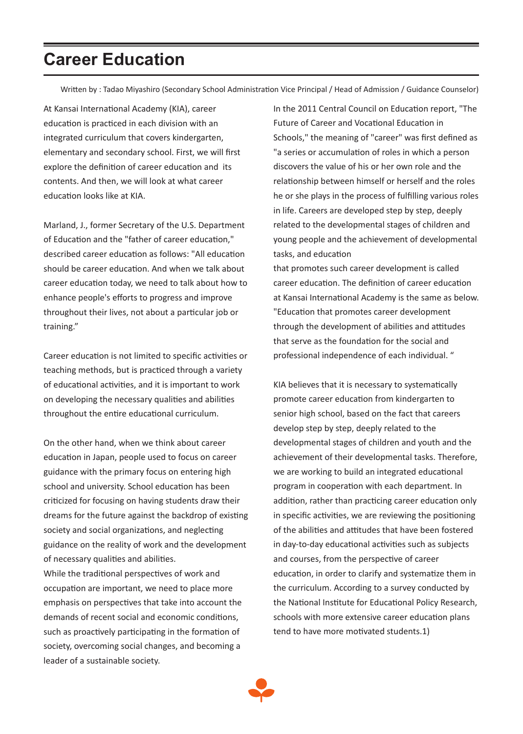# Career Education

Written by : Tadao Miyashiro (Secondary School Administration Vice Principal / Head of Admission / Guidance Counselor)

At Kansai International Academy (KIA), career education is practiced in each division with an integrated curriculum that covers kindergarten, elementary and secondary school. First, we will first explore the definition of career education and its contents. And then, we will look at what career education looks like at KIA.

Marland, J., former Secretary of the U.S. Department of Education and the "father of career education," described career education as follows: "All education should be career education. And when we talk about career education today, we need to talk about how to enhance people's efforts to progress and improve throughout their lives, not about a particular job or training."

Career education is not limited to specific activities or teaching methods, but is practiced through a variety of educational activities, and it is important to work on developing the necessary qualities and abilities throughout the entire educational curriculum.

On the other hand, when we think about career education in Japan, people used to focus on career guidance with the primary focus on entering high school and university. School education has been criticized for focusing on having students draw their dreams for the future against the backdrop of existing society and social organizations, and neglecting guidance on the reality of work and the development of necessary qualities and abilities.

While the traditional perspectives of work and occupation are important, we need to place more emphasis on perspectives that take into account the demands of recent social and economic conditions, such as proactively participating in the formation of society, overcoming social changes, and becoming a leader of a sustainable society.

In the 2011 Central Council on Education report, "The Future of Career and Vocational Education in Schools," the meaning of "career" was first defined as "a series or accumulation of roles in which a person discovers the value of his or her own role and the relationship between himself or herself and the roles he or she plays in the process of fulfilling various roles in life. Careers are developed step by step, deeply related to the developmental stages of children and young people and the achievement of developmental tasks, and education that promotes such career development is called career education. The definition of career education at Kansai International Academy is the same as below. "Education that promotes career development through the development of abilities and attitudes that serve as the foundation for the social and professional independence of each individual. "

KIA believes that it is necessary to systematically promote career education from kindergarten to senior high school, based on the fact that careers develop step by step, deeply related to the developmental stages of children and youth and the achievement of their developmental tasks. Therefore, we are working to build an integrated educational program in cooperation with each department. In addition, rather than practicing career education only in specific activities, we are reviewing the positioning of the abilities and attitudes that have been fostered in day-to-day educational activities such as subjects and courses, from the perspective of career education, in order to clarify and systematize them in the curriculum. According to a survey conducted by the National Institute for Educational Policy Research, schools with more extensive career education plans tend to have more motivated students.1)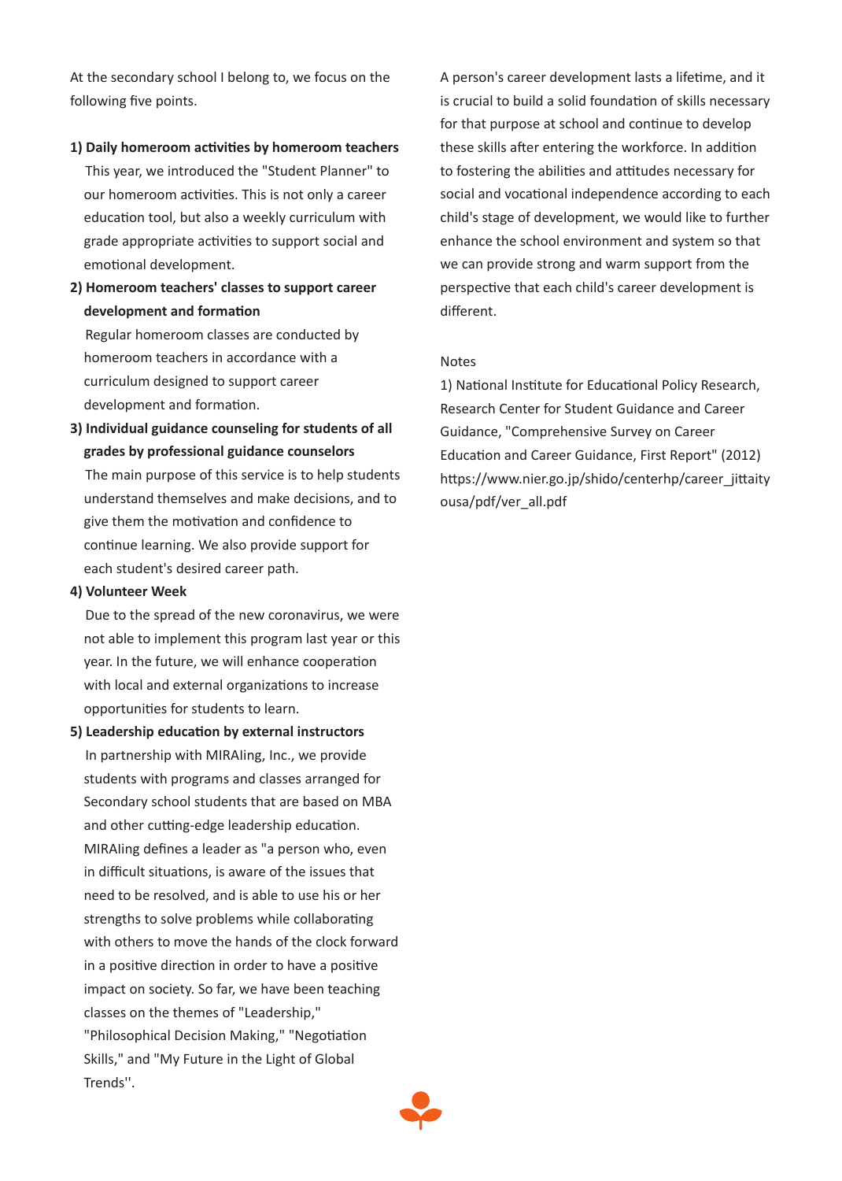At the secondary school I belong to, we focus on the following five points.

1) **Daily homeroom activities by homeroom teachers**
   This year, we introduced the "Student Planner" to our homeroom activities. This is not only a career education tool, but also a weekly curriculum with grade appropriate activities to support social and emotional development.
2) **Homeroom teachers' classes to support career development and formation**
   Regular homeroom classes are conducted by homeroom teachers in accordance with a curriculum designed to support career development and formation.
3) **Individual guidance counseling for students of all grades by professional guidance counselors**
   The main purpose of this service is to help students understand themselves and make decisions, and to give them the motivation and confidence to continue learning. We also provide support for each student's desired career path.
4) **Volunteer Week**
   Due to the spread of the new coronavirus, we were not able to implement this program last year or this year. In the future, we will enhance cooperation with local and external organizations to increase opportunities for students to learn.
5) **Leadership education by external instructors**
   In partnership with MIRAIing, Inc., we provide students with programs and classes arranged for Secondary school students that are based on MBA and other cutting-edge leadership education. MIRAIing defines a leader as "a person who, even in difficult situations, is aware of the issues that need to be resolved, and is able to use his or her strengths to solve problems while collaborating with others to move the hands of the clock forward in a positive direction in order to have a positive impact on society. So far, we have been teaching classes on the themes of "Leadership," "Philosophical Decision Making," "Negotiation Skills," and "My Future in the Light of Global Trends''.

A person's career development lasts a lifetime, and it is crucial to build a solid foundation of skills necessary for that purpose at school and continue to develop these skills after entering the workforce. In addition to fostering the abilities and attitudes necessary for social and vocational independence according to each child's stage of development, we would like to further enhance the school environment and system so that we can provide strong and warm support from the perspective that each child's career development is different.

Notes

1) National Institute for Educational Policy Research, Research Center for Student Guidance and Career Guidance, "Comprehensive Survey on Career Education and Career Guidance, First Report" (2012) https://www.nier.go.jp/shido/centerhp/career_jittaityousa/pdf/ver_all.pdf